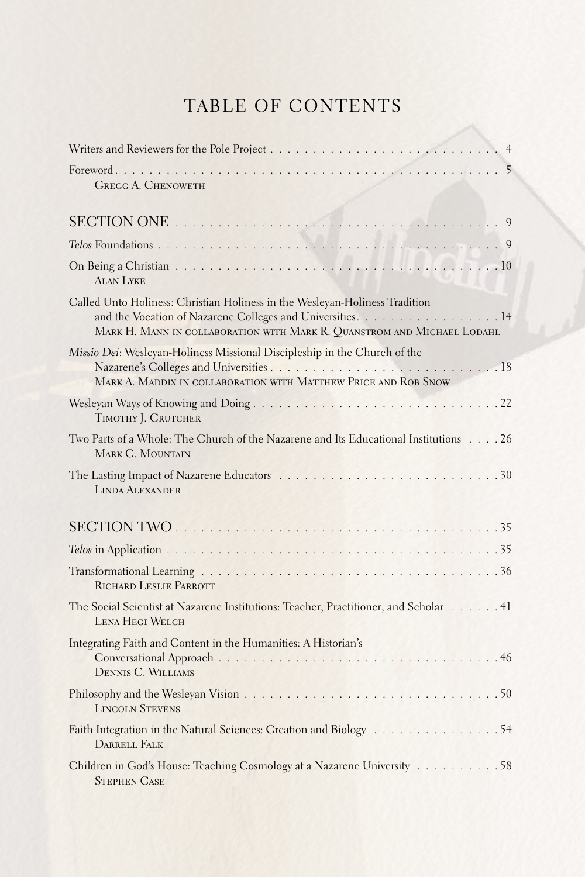# TABLE OF CONTENTS

Writers and Reviewers for the Pole Project . . . . . . . . . . . . . . . . . . . . . . . . . . . 4

Foreword . . . . . . . . . . . . . . . . . . . . . . . . . . . . . . . . . . . . . . . . . . . . . . . 5
GREGG A. CHENOWETH

SECTION ONE . . . . . . . . . . . . . . . . . . . . . . . . . . . . . . . . . . . . . . . . . 9

*Telos* Foundations . . . . . . . . . . . . . . . . . . . . . . . . . . . . . . . . . . . . . . . . 9

On Being a Christian . . . . . . . . . . . . . . . . . . . . . . . . . . . . . . . . . . . . . . 10
ALAN LYKE

Called Unto Holiness: Christian Holiness in the Wesleyan-Holiness Tradition and the Vocation of Nazarene Colleges and Universities. . . . . . . . . . . . . . . . . 14
MARK H. MANN IN COLLABORATION WITH MARK R. QUANSTROM AND MICHAEL LODAHL

*Missio Dei*: Wesleyan-Holiness Missional Discipleship in the Church of the Nazarene's Colleges and Universities . . . . . . . . . . . . . . . . . . . . . . . . . . . 18
MARK A. MADDIX IN COLLABORATION WITH MATTHEW PRICE AND ROB SNOW

Wesleyan Ways of Knowing and Doing . . . . . . . . . . . . . . . . . . . . . . . . . . . . 22
TIMOTHY J. CRUTCHER

Two Parts of a Whole: The Church of the Nazarene and Its Educational Institutions . . . . 26
MARK C. MOUNTAIN

The Lasting Impact of Nazarene Educators . . . . . . . . . . . . . . . . . . . . . . . . . 30
LINDA ALEXANDER

SECTION TWO . . . . . . . . . . . . . . . . . . . . . . . . . . . . . . . . . . . . . . . . 35

*Telos* in Application . . . . . . . . . . . . . . . . . . . . . . . . . . . . . . . . . . . . . 35

Transformational Learning . . . . . . . . . . . . . . . . . . . . . . . . . . . . . . . . . . 36
RICHARD LESLIE PARROTT

The Social Scientist at Nazarene Institutions: Teacher, Practitioner, and Scholar . . . . . . 41
LENA HEGI WELCH

Integrating Faith and Content in the Humanities: A Historian's Conversational Approach . . . . . . . . . . . . . . . . . . . . . . . . . . . . . . . . . 46
DENNIS C. WILLIAMS

Philosophy and the Wesleyan Vision . . . . . . . . . . . . . . . . . . . . . . . . . . . . . 50
LINCOLN STEVENS

Faith Integration in the Natural Sciences: Creation and Biology . . . . . . . . . . . . . . 54
DARRELL FALK

Children in God's House: Teaching Cosmology at a Nazarene University . . . . . . . . . . 58
STEPHEN CASE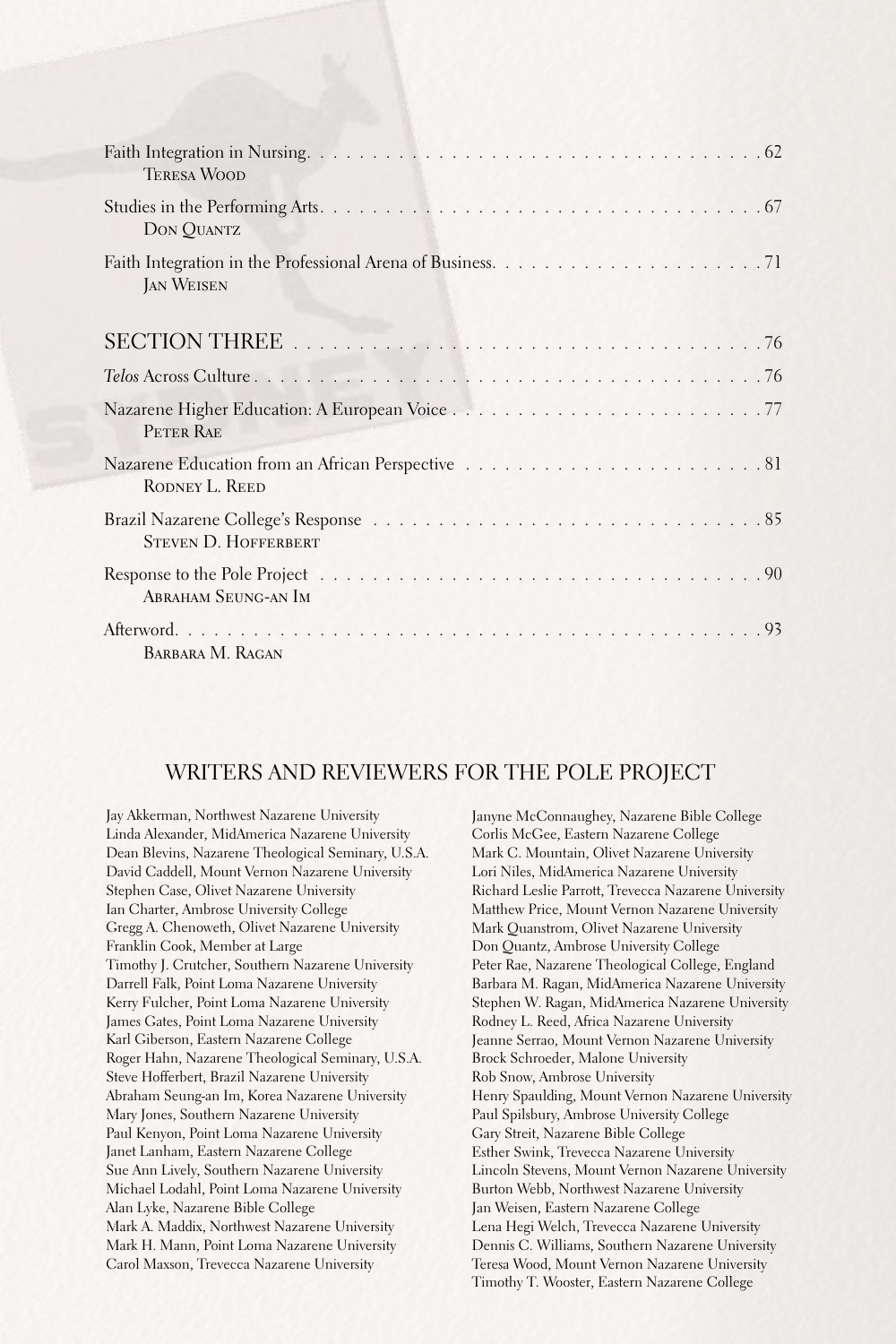Faith Integration in Nursing. . . . . . . . . . . . . . . . . . . . . . . . . . . . . . . . . . . . 62
Teresa Wood

Studies in the Performing Arts. . . . . . . . . . . . . . . . . . . . . . . . . . . . . . . . . . . . 67
Don Quantz

Faith Integration in the Professional Arena of Business. . . . . . . . . . . . . . . . . . . . . 71
Jan Weisen

## SECTION THREE . . . . . . . . . . . . . . . . . . . . . . . . . . . . . . . . . . . . . . 76

*Telos* Across Culture . . . . . . . . . . . . . . . . . . . . . . . . . . . . . . . . . . . . . . . 76

Nazarene Higher Education: A European Voice . . . . . . . . . . . . . . . . . . . . . . . . 77
Peter Rae

Nazarene Education from an African Perspective . . . . . . . . . . . . . . . . . . . . . . . 81
Rodney L. Reed

Brazil Nazarene College's Response . . . . . . . . . . . . . . . . . . . . . . . . . . . . . . 85
Steven D. Hofferbert

Response to the Pole Project . . . . . . . . . . . . . . . . . . . . . . . . . . . . . . . . . . . 90
Abraham Seung-an Im

Afterword. . . . . . . . . . . . . . . . . . . . . . . . . . . . . . . . . . . . . . . . . . . . . 93
Barbara M. Ragan

## WRITERS AND REVIEWERS FOR THE POLE PROJECT

Jay Akkerman, Northwest Nazarene University
Linda Alexander, MidAmerica Nazarene University
Dean Blevins, Nazarene Theological Seminary, U.S.A.
David Caddell, Mount Vernon Nazarene University
Stephen Case, Olivet Nazarene University
Ian Charter, Ambrose University College
Gregg A. Chenoweth, Olivet Nazarene University
Franklin Cook, Member at Large
Timothy J. Crutcher, Southern Nazarene University
Darrell Falk, Point Loma Nazarene University
Kerry Fulcher, Point Loma Nazarene University
James Gates, Point Loma Nazarene University
Karl Giberson, Eastern Nazarene College
Roger Hahn, Nazarene Theological Seminary, U.S.A.
Steve Hofferbert, Brazil Nazarene University
Abraham Seung-an Im, Korea Nazarene University
Mary Jones, Southern Nazarene University
Paul Kenyon, Point Loma Nazarene University
Janet Lanham, Eastern Nazarene College
Sue Ann Lively, Southern Nazarene University
Michael Lodahl, Point Loma Nazarene University
Alan Lyke, Nazarene Bible College
Mark A. Maddix, Northwest Nazarene University
Mark H. Mann, Point Loma Nazarene University
Carol Maxson, Trevecca Nazarene University
Janyne McConnaughey, Nazarene Bible College
Corlis McGee, Eastern Nazarene College
Mark C. Mountain, Olivet Nazarene University
Lori Niles, MidAmerica Nazarene University
Richard Leslie Parrott, Trevecca Nazarene University
Matthew Price, Mount Vernon Nazarene University
Mark Quanstrom, Olivet Nazarene University
Don Quantz, Ambrose University College
Peter Rae, Nazarene Theological College, England
Barbara M. Ragan, MidAmerica Nazarene University
Stephen W. Ragan, MidAmerica Nazarene University
Rodney L. Reed, Africa Nazarene University
Jeanne Serrao, Mount Vernon Nazarene University
Brock Schroeder, Malone University
Rob Snow, Ambrose University
Henry Spaulding, Mount Vernon Nazarene University
Paul Spilsbury, Ambrose University College
Gary Streit, Nazarene Bible College
Esther Swink, Trevecca Nazarene University
Lincoln Stevens, Mount Vernon Nazarene University
Burton Webb, Northwest Nazarene University
Jan Weisen, Eastern Nazarene College
Lena Hegi Welch, Trevecca Nazarene University
Dennis C. Williams, Southern Nazarene University
Teresa Wood, Mount Vernon Nazarene University
Timothy T. Wooster, Eastern Nazarene College